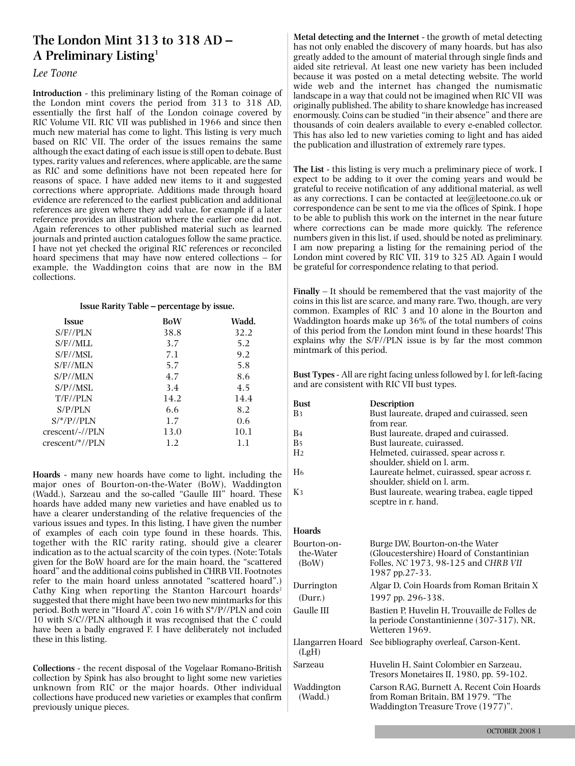# The London Mint 313 to 318 AD – A Preliminary Listing[1]

*Lee Toone*

**Introduction** - this preliminary listing of the Roman coinage of the London mint covers the period from 313 to 318 AD, essentially the first half of the London coinage covered by RIC Volume VII. RIC VII was published in 1966 and since then much new material has come to light. This listing is very much based on RIC VII. The order of the issues remains the same although the exact dating of each issue is still open to debate. Bust types, rarity values and references, where applicable, are the same as RIC and some definitions have not been repeated here for reasons of space. I have added new items to it and suggested corrections where appropriate. Additions made through hoard evidence are referenced to the earliest publication and additional references are given where they add value, for example if a later reference provides an illustration where the earlier one did not. Again references to other published material such as learned journals and printed auction catalogues follow the same practice. I have not yet checked the original RIC references or reconciled hoard specimens that may have now entered collections – for example, the Waddington coins that are now in the BM collections.

**Issue Rarity Table – percentage by issue.**

| Issue | BoW | Wadd. |
|---|---|---|
| S/F//PLN | 38.8 | 32.2 |
| S/F//MLL | 3.7 | 5.2 |
| S/F//MSL | 7.1 | 9.2 |
| S/F//MLN | 5.7 | 5.8 |
| S/P//MLN | 4.7 | 8.6 |
| S/P//MSL | 3.4 | 4.5 |
| T/F//PLN | 14.2 | 14.4 |
| S/P/PLN | 6.6 | 8.2 |
| S/*/P//PLN | 1.7 | 0.6 |
| crescent/-//PLN | 13.0 | 10.1 |
| crescent/*//PLN | 1.2 | 1.1 |

**Hoards** - many new hoards have come to light, including the major ones of Bourton-on-the-Water (BoW), Waddington (Wadd.), Sarzeau and the so-called "Gaulle III" hoard. These hoards have added many new varieties and have enabled us to have a clearer understanding of the relative frequencies of the various issues and types. In this listing, I have given the number of examples of each coin type found in these hoards. This, together with the RIC rarity rating, should give a clearer indication as to the actual scarcity of the coin types. (Note: Totals given for the BoW hoard are for the main hoard, the "scattered hoard" and the additional coins published in CHRB VII. Footnotes refer to the main hoard unless annotated "scattered hoard".) Cathy King when reporting the Stanton Harcourt hoards[2] suggested that there might have been two new mintmarks for this period. Both were in "Hoard A", coin 16 with S*/P//PLN and coin 10 with S/C//PLN although it was recognised that the C could have been a badly engraved F. I have deliberately not included these in this listing.

**Collections** - the recent disposal of the Vogelaar Romano-British collection by Spink has also brought to light some new varieties unknown from RIC or the major hoards. Other individual collections have produced new varieties or examples that confirm previously unique pieces.

**Metal detecting and the Internet** - the growth of metal detecting has not only enabled the discovery of many hoards, but has also greatly added to the amount of material through single finds and aided site retrieval. At least one new variety has been included because it was posted on a metal detecting website. The world wide web and the internet has changed the numismatic landscape in a way that could not be imagined when RIC VII was originally published. The ability to share knowledge has increased enormously. Coins can be studied "in their absence" and there are thousands of coin dealers available to every e-enabled collector. This has also led to new varieties coming to light and has aided the publication and illustration of extremely rare types.

**The List** - this listing is very much a preliminary piece of work. I expect to be adding to it over the coming years and would be grateful to receive notification of any additional material, as well as any corrections. I can be contacted at lee@leetoone.co.uk or correspondence can be sent to me via the offices of Spink. I hope to be able to publish this work on the internet in the near future where corrections can be made more quickly. The reference numbers given in this list, if used, should be noted as preliminary. I am now preparing a listing for the remaining period of the London mint covered by RIC VII, 319 to 325 AD. Again I would be grateful for correspondence relating to that period.

**Finally** – It should be remembered that the vast majority of the coins in this list are scarce, and many rare. Two, though, are very common. Examples of RIC 3 and 10 alone in the Bourton and Waddington hoards make up 36% of the total numbers of coins of this period from the London mint found in these hoards! This explains why the S/F//PLN issue is by far the most common mintmark of this period.

**Bust Types** - All are right facing unless followed by l. for left-facing and are consistent with RIC VII bust types.

| Bust | Description |
|---|---|
| B3 | Bust laureate, draped and cuirassed, seen from rear. |
| B4 | Bust laureate, draped and cuirassed. |
| B5 | Bust laureate, cuirassed. |
| H2 | Helmeted, cuirassed, spear across r. shoulder, shield on l. arm. |
| H6 | Laureate helmet, cuirassed, spear across r. shoulder, shield on l. arm. |
| K3 | Bust laureate, wearing trabea, eagle tipped sceptre in r. hand. |

**Hoards**

| | |
|---|---|
| Bourton-on-the-Water (BoW) | Burge DW, Bourton-on-the Water (Gloucestershire) Hoard of Constantinian Folles, *NC* 1973, 98-125 and *CHRB VII* 1987 pp.27-33. |
| Durrington (Durr.) | Algar D, Coin Hoards from Roman Britain X 1997 pp. 296-338. |
| Gaulle III | Bastien P, Huvelin H, Trouvaille de Folles de la periode Constantinienne (307-317), NR, Wetteren 1969. |
| Llangarren Hoard (LgH) | See bibliography overleaf, Carson-Kent. |
| Sarzeau | Huvelin H, Saint Colombier en Sarzeau, Tresors Monetaires II, 1980, pp. 59-102. |
| Waddington (Wadd.) | Carson RAG, Burnett A, Recent Coin Hoards from Roman Britain, BM 1979. "The Waddington Treasure Trove (1977)". |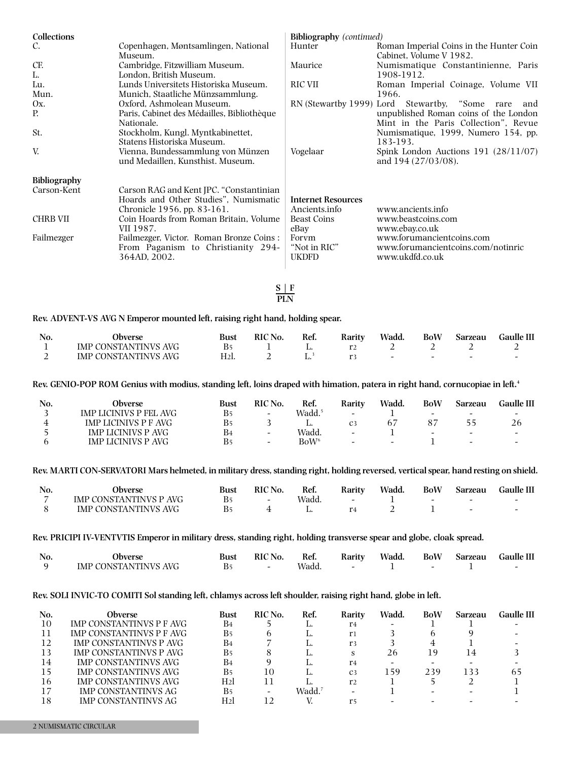**Collections**

| | |
|---|---|
| C. | Copenhagen, Møntsamlingen, National Museum. |
| CF. | Cambridge, Fitzwilliam Museum. |
| L. | London, British Museum. |
| Lu. | Lunds Universitets Historiska Museum. |
| Mun. | Munich, Staatliche Münzsammlung. |
| Ox. | Oxford, Ashmolean Museum. |
| P. | Paris, Cabinet des Médailles, Bibliothèque Nationale. |
| St. | Stockholm, Kungl. Myntkabinettet, Statens Historiska Museum. |
| V. | Vienna, Bundessammlung von Münzen und Medaillen, Kunsthist. Museum. |

**Bibliography**

| | |
|---|---|
| Carson-Kent | Carson RAG and Kent JPC. "Constantinian Hoards and Other Studies", Numismatic Chronicle 1956, pp. 83-161. |
| CHRB VII | Coin Hoards from Roman Britain, Volume VII 1987. |
| Failmezger | Failmezger, Victor. Roman Bronze Coins : From Paganism to Christianity 294-364AD, 2002. |

**Bibliography** *(continued)*

| | |
|---|---|
| Hunter | Roman Imperial Coins in the Hunter Coin Cabinet, Volume V 1982. |
| Maurice | Numismatique Constantinienne, Paris 1908-1912. |
| RIC VII | Roman Imperial Coinage, Volume VII 1966. |
| RN (Stewartby 1999) | Lord Stewartby, "Some rare and unpublished Roman coins of the London Mint in the Paris Collection", Revue Numismatique, 1999, Numero 154, pp. 183-193. |
| Vogelaar | Spink London Auctions 191 (28/11/07) and 194 (27/03/08). |

**Internet Resources**

| | |
|---|---|
| Ancients.info | www.ancients.info |
| Beast Coins | www.beastcoins.com |
| eBay | www.ebay.co.uk |
| Forvm | www.forumancientcoins.com |
| "Not in RIC" | www.forumancientcoins.com/notinric |
| UKDFD | www.ukdfd.co.uk |

**S | F**
**PLN**

**Rev. ADVENT-VS AVG N Emperor mounted left, raising right hand, holding spear.**

| No. | Obverse | Bust | RIC No. | Ref. | Rarity | Wadd. | BoW | Sarzeau | Gaulle III |
|---|---|---|---|---|---|---|---|---|---|
| 1 | IMP CONSTANTINVS AVG | B5 | 1 | L. | r2 | 2 | 2 | 2 | 2 |
| 2 | IMP CONSTANTINVS AVG | H2l. | 2 | L.[3] | r3 | - | - | - | - |

**Rev. GENIO-POP ROM Genius with modius, standing left, loins draped with himation, patera in right hand, cornucopiae in left.[4]**

| No. | Obverse | Bust | RIC No. | Ref. | Rarity | Wadd. | BoW | Sarzeau | Gaulle III |
|---|---|---|---|---|---|---|---|---|---|
| 3 | IMP LICINIVS P FEL AVG | B5 | - | Wadd.[5] | - | 1 | - | - | - |
| 4 | IMP LICINIVS P F AVG | B5 | 3 | L. | c3 | 67 | 87 | 55 | 26 |
| 5 | IMP LICINIVS P AVG | B4 | - | Wadd. | - | 1 | - | - | - |
| 6 | IMP LICINIVS P AVG | B5 | - | BoW[6] | - | - | 1 | - | - |

**Rev. MARTI CON-SERVATORI Mars helmeted, in military dress, standing right, holding reversed, vertical spear, hand resting on shield.**

| No. | Obverse | Bust | RIC No. | Ref. | Rarity | Wadd. | BoW | Sarzeau | Gaulle III |
|---|---|---|---|---|---|---|---|---|---|
| 7 | IMP CONSTANTINVS P AVG | B5 | - | Wadd. | - | 1 | - | - | - |
| 8 | IMP CONSTANTINVS AVG | B5 | 4 | L. | r4 | 2 | 1 | - | - |

**Rev. PRICIPI IV-VENTVTIS Emperor in military dress, standing right, holding transverse spear and globe, cloak spread.**

| No. | Obverse | Bust | RIC No. | Ref. | Rarity | Wadd. | BoW | Sarzeau | Gaulle III |
|---|---|---|---|---|---|---|---|---|---|
| 9 | IMP CONSTANTINVS AVG | B5 | - | Wadd. | - | 1 | - | 1 | - |

**Rev. SOLI INVIC-TO COMITI Sol standing left, chlamys across left shoulder, raising right hand, globe in left.**

| No. | Obverse | Bust | RIC No. | Ref. | Rarity | Wadd. | BoW | Sarzeau | Gaulle III |
|---|---|---|---|---|---|---|---|---|---|
| 10 | IMP CONSTANTINVS P F AVG | B4 | 5 | L. | r4 | - | 1 | 1 | - |
| 11 | IMP CONSTANTINVS P F AVG | B5 | 6 | L. | r1 | 3 | 6 | 9 | - |
| 12 | IMP CONSTANTINVS P AVG | B4 | 7 | L. | r3 | 3 | 4 | 1 | - |
| 13 | IMP CONSTANTINVS P AVG | B5 | 8 | L. | s | 26 | 19 | 14 | 3 |
| 14 | IMP CONSTANTINVS AVG | B4 | 9 | L. | r4 | - | - | - | - |
| 15 | IMP CONSTANTINVS AVG | B5 | 10 | L. | c3 | 159 | 239 | 133 | 65 |
| 16 | IMP CONSTANTINVS AVG | H2l | 11 | L. | r2 | 1 | 5 | 2 | 1 |
| 17 | IMP CONSTANTINVS AG | B5 | - | Wadd.[7] | - | 1 | - | - | 1 |
| 18 | IMP CONSTANTINVS AG | H2l | 12 | V. | r5 | - | - | - | - |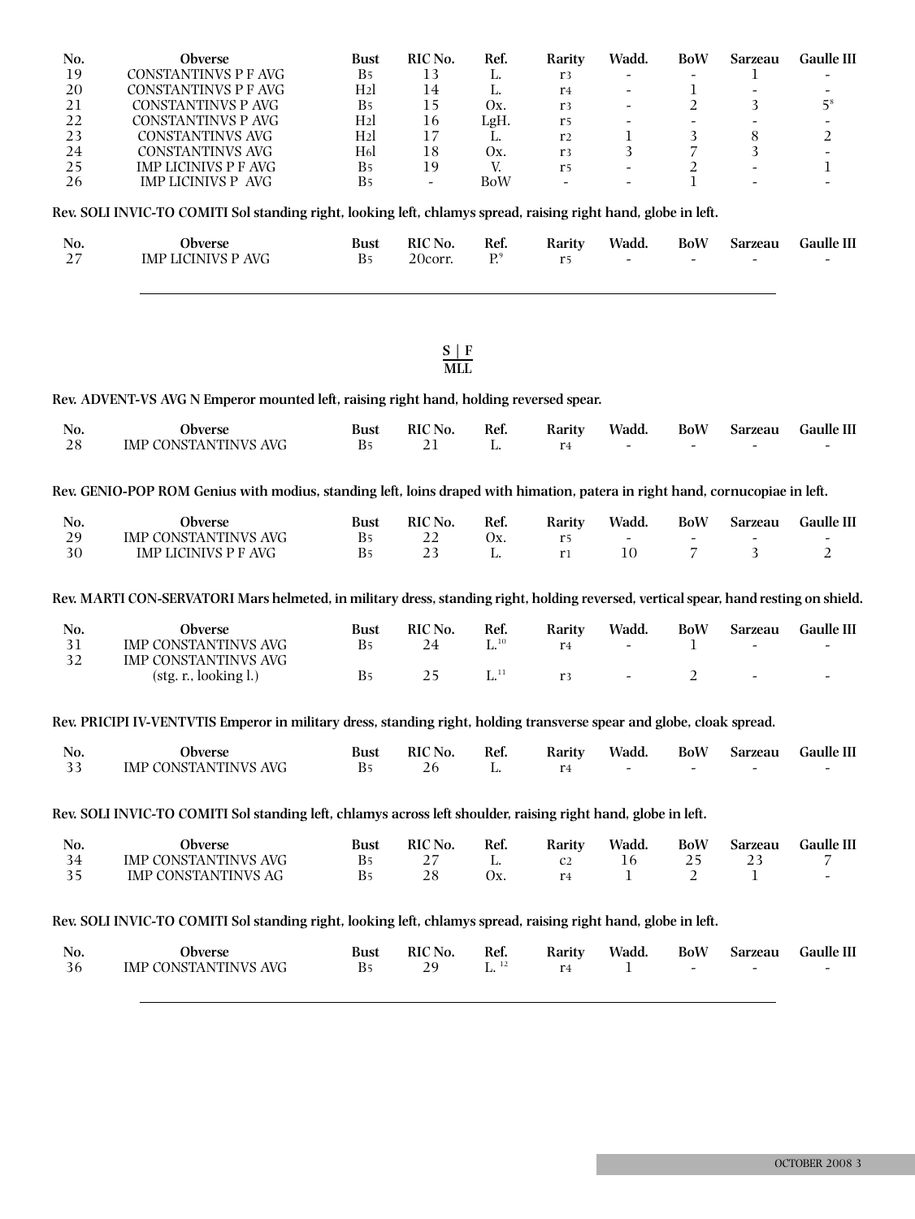| No. | Obverse | Bust | RIC No. | Ref. | Rarity | Wadd. | BoW | Sarzeau | Gaulle III |
|---|---|---|---|---|---|---|---|---|---|
| 19 | CONSTANTINVS P F AVG | B5 | 13 | L. | r3 | - | - | 1 | - |
| 20 | CONSTANTINVS P F AVG | H2l | 14 | L. | r4 | - | 1 | - | - |
| 21 | CONSTANTINVS P AVG | B5 | 15 | Ox. | r3 | - | 2 | 3 | 5[8] |
| 22 | CONSTANTINVS P AVG | H2l | 16 | LgH. | r5 | - | - | - | - |
| 23 | CONSTANTINVS AVG | H2l | 17 | L. | r2 | 1 | 3 | 8 | 2 |
| 24 | CONSTANTINVS AVG | H6l | 18 | Ox. | r3 | 3 | 7 | 3 | - |
| 25 | IMP LICINIVS P F AVG | B5 | 19 | V. | r5 | - | 2 | - | 1 |
| 26 | IMP LICINIVS P AVG | B5 | - | BoW | - | - | 1 | - | - |

**Rev. SOLI INVIC-TO COMITI Sol standing right, looking left, chlamys spread, raising right hand, globe in left.**

| No. | Obverse | Bust | RIC No. | Ref. | Rarity | Wadd. | BoW | Sarzeau | Gaulle III |
|---|---|---|---|---|---|---|---|---|---|
| 27 | IMP LICINIVS P AVG | B5 | 20corr. | P.[9] | r5 | - | - | - | - |

---

**S | F**
**MLL**

**Rev. ADVENT-VS AVG N Emperor mounted left, raising right hand, holding reversed spear.**

| No. | Obverse | Bust | RIC No. | Ref. | Rarity | Wadd. | BoW | Sarzeau | Gaulle III |
|---|---|---|---|---|---|---|---|---|---|
| 28 | IMP CONSTANTINVS AVG | B5 | 21 | L. | r4 | - | - | - | - |

**Rev. GENIO-POP ROM Genius with modius, standing left, loins draped with himation, patera in right hand, cornucopiae in left.**

| No. | Obverse | Bust | RIC No. | Ref. | Rarity | Wadd. | BoW | Sarzeau | Gaulle III |
|---|---|---|---|---|---|---|---|---|---|
| 29 | IMP CONSTANTINVS AVG | B5 | 22 | Ox. | r5 | - | - | - | - |
| 30 | IMP LICINIVS P F AVG | B5 | 23 | L. | r1 | 10 | 7 | 3 | 2 |

**Rev. MARTI CON-SERVATORI Mars helmeted, in military dress, standing right, holding reversed, vertical spear, hand resting on shield.**

| No. | Obverse | Bust | RIC No. | Ref. | Rarity | Wadd. | BoW | Sarzeau | Gaulle III |
|---|---|---|---|---|---|---|---|---|---|
| 31 | IMP CONSTANTINVS AVG | B5 | 24 | L.[10] | r4 | - | 1 | - | - |
| 32 | IMP CONSTANTINVS AVG (stg. r., looking l.) | B5 | 25 | L.[11] | r3 | - | 2 | - | - |

**Rev. PRICIPI IV-VENTVTIS Emperor in military dress, standing right, holding transverse spear and globe, cloak spread.**

| No. | Obverse | Bust | RIC No. | Ref. | Rarity | Wadd. | BoW | Sarzeau | Gaulle III |
|---|---|---|---|---|---|---|---|---|---|
| 33 | IMP CONSTANTINVS AVG | B5 | 26 | L. | r4 | - | - | - | - |

**Rev. SOLI INVIC-TO COMITI Sol standing left, chlamys across left shoulder, raising right hand, globe in left.**

| No. | Obverse | Bust | RIC No. | Ref. | Rarity | Wadd. | BoW | Sarzeau | Gaulle III |
|---|---|---|---|---|---|---|---|---|---|
| 34 | IMP CONSTANTINVS AVG | B5 | 27 | L. | c2 | 16 | 25 | 23 | 7 |
| 35 | IMP CONSTANTINVS AG | B5 | 28 | Ox. | r4 | 1 | 2 | 1 | - |

**Rev. SOLI INVIC-TO COMITI Sol standing right, looking left, chlamys spread, raising right hand, globe in left.**

| No. | Obverse | Bust | RIC No. | Ref. | Rarity | Wadd. | BoW | Sarzeau | Gaulle III |
|---|---|---|---|---|---|---|---|---|---|
| 36 | IMP CONSTANTINVS AVG | B5 | 29 | L.[12] | r4 | 1 | - | - | - |

---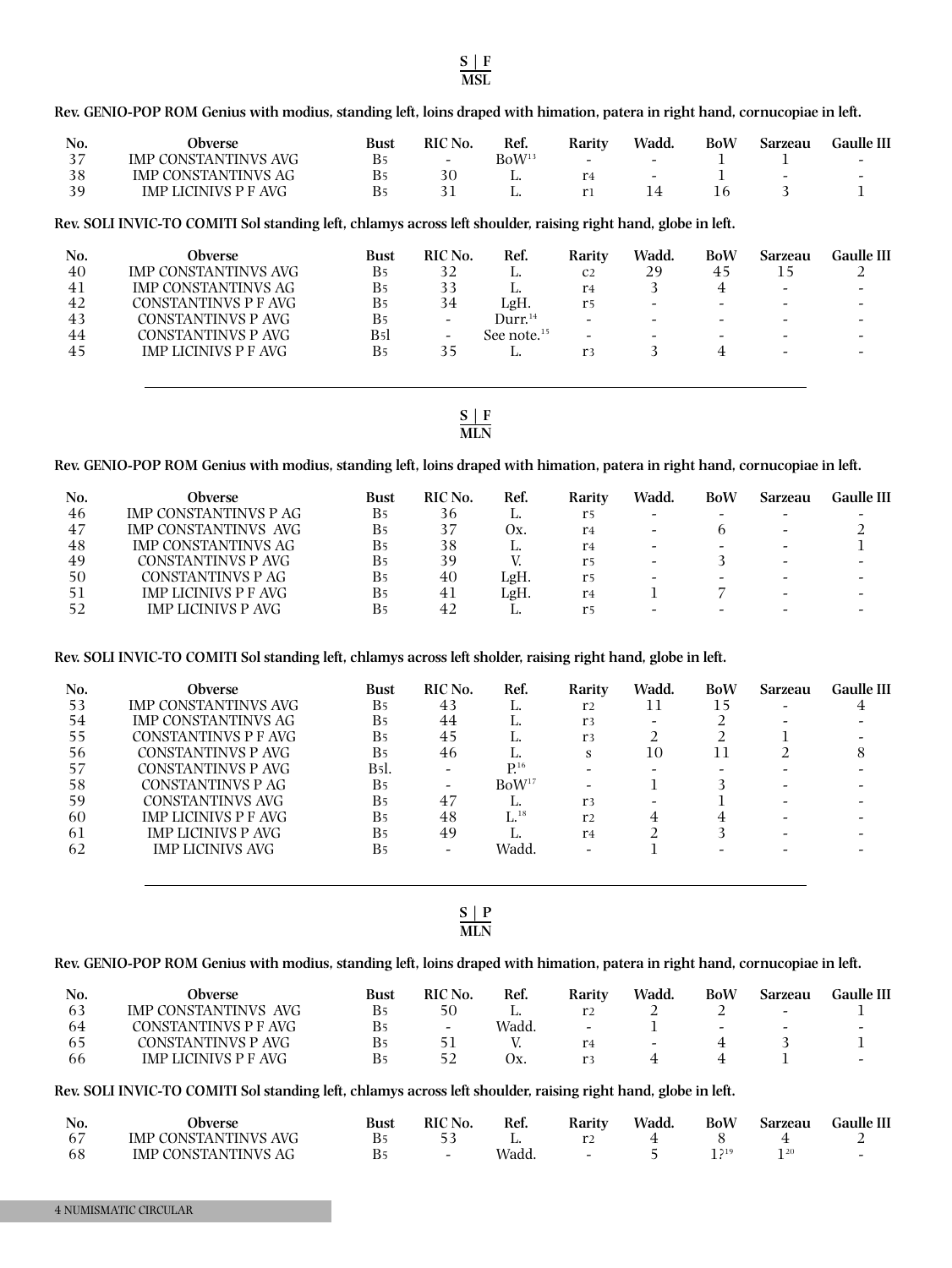**S | F**
**MSL**

**Rev. GENIO-POP ROM Genius with modius, standing left, loins draped with himation, patera in right hand, cornucopiae in left.**

| No. | Obverse | Bust | RIC No. | Ref. | Rarity | Wadd. | BoW | Sarzeau | Gaulle III |
|---|---|---|---|---|---|---|---|---|---|
| 37 | IMP CONSTANTINVS AVG | B5 | - | BoW[13] | - | - | 1 | 1 | - |
| 38 | IMP CONSTANTINVS AG | B5 | 30 | L. | r4 | - | 1 | - | - |
| 39 | IMP LICINIVS P F AVG | B5 | 31 | L. | r1 | 14 | 16 | 3 | 1 |

**Rev. SOLI INVIC-TO COMITI Sol standing left, chlamys across left shoulder, raising right hand, globe in left.**

| No. | Obverse | Bust | RIC No. | Ref. | Rarity | Wadd. | BoW | Sarzeau | Gaulle III |
|---|---|---|---|---|---|---|---|---|---|
| 40 | IMP CONSTANTINVS AVG | B5 | 32 | L. | c2 | 29 | 45 | 15 | 2 |
| 41 | IMP CONSTANTINVS AG | B5 | 33 | L. | r4 | 3 | 4 | - | - |
| 42 | CONSTANTINVS P F AVG | B5 | 34 | LgH. | r5 | - | - | - | - |
| 43 | CONSTANTINVS P AVG | B5 | - | Durr.[14] | - | - | - | - | - |
| 44 | CONSTANTINVS P AVG | B5l | - | See note.[15] | - | - | - | - | - |
| 45 | IMP LICINIVS P F AVG | B5 | 35 | L. | r3 | 3 | 4 | - | - |

---

**S | F**
**MLN**

**Rev. GENIO-POP ROM Genius with modius, standing left, loins draped with himation, patera in right hand, cornucopiae in left.**

| No. | Obverse | Bust | RIC No. | Ref. | Rarity | Wadd. | BoW | Sarzeau | Gaulle III |
|---|---|---|---|---|---|---|---|---|---|
| 46 | IMP CONSTANTINVS P AG | B5 | 36 | L. | r5 | - | - | - | - |
| 47 | IMP CONSTANTINVS AVG | B5 | 37 | Ox. | r4 | - | 6 | - | 2 |
| 48 | IMP CONSTANTINVS AG | B5 | 38 | L. | r4 | - | - | - | 1 |
| 49 | CONSTANTINVS P AVG | B5 | 39 | V. | r5 | - | 3 | - | - |
| 50 | CONSTANTINVS P AG | B5 | 40 | LgH. | r5 | - | - | - | - |
| 51 | IMP LICINIVS P F AVG | B5 | 41 | LgH. | r4 | 1 | 7 | - | - |
| 52 | IMP LICINIVS P AVG | B5 | 42 | L. | r5 | - | - | - | - |

**Rev. SOLI INVIC-TO COMITI Sol standing left, chlamys across left sholder, raising right hand, globe in left.**

| No. | Obverse | Bust | RIC No. | Ref. | Rarity | Wadd. | BoW | Sarzeau | Gaulle III |
|---|---|---|---|---|---|---|---|---|---|
| 53 | IMP CONSTANTINVS AVG | B5 | 43 | L. | r2 | 11 | 15 | - | 4 |
| 54 | IMP CONSTANTINVS AG | B5 | 44 | L. | r3 | - | 2 | - | - |
| 55 | CONSTANTINVS P F AVG | B5 | 45 | L. | r3 | 2 | 2 | 1 | - |
| 56 | CONSTANTINVS P AVG | B5 | 46 | L. | s | 10 | 11 | 2 | 8 |
| 57 | CONSTANTINVS P AVG | B5l. | - | P.[16] | - | - | - | - | - |
| 58 | CONSTANTINVS P AG | B5 | - | BoW[17] | - | 1 | 3 | - | - |
| 59 | CONSTANTINVS AVG | B5 | 47 | L. | r3 | - | 1 | - | - |
| 60 | IMP LICINIVS P F AVG | B5 | 48 | L.[18] | r2 | 4 | 4 | - | - |
| 61 | IMP LICINIVS P AVG | B5 | 49 | L. | r4 | 2 | 3 | - | - |
| 62 | IMP LICINIVS AVG | B5 | - | Wadd. | - | 1 | - | - | - |

---

**S | P**
**MLN**

**Rev. GENIO-POP ROM Genius with modius, standing left, loins draped with himation, patera in right hand, cornucopiae in left.**

| No. | Obverse | Bust | RIC No. | Ref. | Rarity | Wadd. | BoW | Sarzeau | Gaulle III |
|---|---|---|---|---|---|---|---|---|---|
| 63 | IMP CONSTANTINVS AVG | B5 | 50 | L. | r2 | 2 | 2 | - | 1 |
| 64 | CONSTANTINVS P F AVG | B5 | - | Wadd. | - | 1 | - | - | - |
| 65 | CONSTANTINVS P AVG | B5 | 51 | V. | r4 | - | 4 | 3 | 1 |
| 66 | IMP LICINIVS P F AVG | B5 | 52 | Ox. | r3 | 4 | 4 | 1 | - |

**Rev. SOLI INVIC-TO COMITI Sol standing left, chlamys across left shoulder, raising right hand, globe in left.**

| No. | Obverse | Bust | RIC No. | Ref. | Rarity | Wadd. | BoW | Sarzeau | Gaulle III |
|---|---|---|---|---|---|---|---|---|---|
| 67 | IMP CONSTANTINVS AVG | B5 | 53 | L. | r2 | 4 | 8 | 4 | 2 |
| 68 | IMP CONSTANTINVS AG | B5 | - | Wadd. | - | 5 | 1?[19] | 1[20] | - |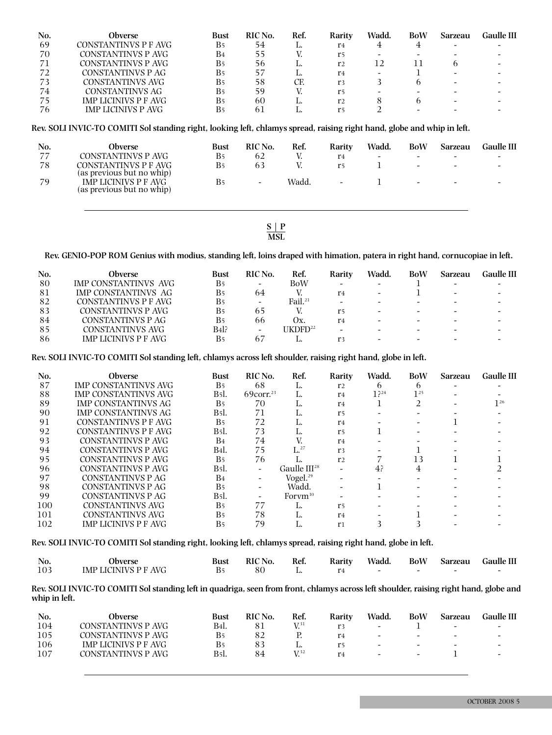| No. | Obverse | Bust | RIC No. | Ref. | Rarity | Wadd. | BoW | Sarzeau | Gaulle III |
|---|---|---|---|---|---|---|---|---|---|
| 69 | CONSTANTINVS P F AVG | B5 | 54 | L. | r4 | 4 | 4 | - | - |
| 70 | CONSTANTINVS P AVG | B4 | 55 | V. | r5 | - | - | - | - |
| 71 | CONSTANTINVS P AVG | B5 | 56 | L. | r2 | 12 | 11 | 6 | - |
| 72 | CONSTANTINVS P AG | B5 | 57 | L. | r4 | - | 1 | - | - |
| 73 | CONSTANTINVS AVG | B5 | 58 | CF. | r3 | 3 | 6 | - | - |
| 74 | CONSTANTINVS AG | B5 | 59 | V. | r5 | - | - | - | - |
| 75 | IMP LICINIVS P F AVG | B5 | 60 | L. | r2 | 8 | 6 | - | - |
| 76 | IMP LICINIVS P AVG | B5 | 61 | L. | r5 | 2 | - | - | - |

**Rev. SOLI INVIC-TO COMITI Sol standing right, looking left, chlamys spread, raising right hand, globe and whip in left.**

| No. | Obverse | Bust | RIC No. | Ref. | Rarity | Wadd. | BoW | Sarzeau | Gaulle III |
|---|---|---|---|---|---|---|---|---|---|
| 77 | CONSTANTINVS P AVG | B5 | 62 | V. | r4 | - | - | - | - |
| 78 | CONSTANTINVS P F AVG (as previous but no whip) | B5 | 63 | V. | r5 | 1 | - | - | - |
| 79 | IMP LICINIVS P F AVG (as previous but no whip) | B5 | - | Wadd. | - | 1 | - | - | - |

---

S | P
MSL

**Rev. GENIO-POP ROM Genius with modius, standing left, loins draped with himation, patera in right hand, cornucopiae in left.**

| No. | Obverse | Bust | RIC No. | Ref. | Rarity | Wadd. | BoW | Sarzeau | Gaulle III |
|---|---|---|---|---|---|---|---|---|---|
| 80 | IMP CONSTANTINVS AVG | B5 | - | BoW | - | - | 1 | - | - |
| 81 | IMP CONSTANTINVS AG | B5 | 64 | V. | r4 | - | 1 | - | - |
| 82 | CONSTANTINVS P F AVG | B5 | - | Fail.[21] | - | - | - | - | - |
| 83 | CONSTANTINVS P AVG | B5 | 65 | V. | r5 | - | - | - | - |
| 84 | CONSTANTINVS P AG | B5 | 66 | Ox. | r4 | - | - | - | - |
| 85 | CONSTANTINVS AVG | B4l? | - | UKDFD[22] | - | - | - | - | - |
| 86 | IMP LICINIVS P F AVG | B5 | 67 | L. | r3 | - | - | - | - |

**Rev. SOLI INVIC-TO COMITI Sol standing left, chlamys across left shoulder, raising right hand, globe in left.**

| No. | Obverse | Bust | RIC No. | Ref. | Rarity | Wadd. | BoW | Sarzeau | Gaulle III |
|---|---|---|---|---|---|---|---|---|---|
| 87 | IMP CONSTANTINVS AVG | B5 | 68 | L. | r2 | 6 | 6 | - | - |
| 88 | IMP CONSTANTINVS AVG | B5l. | 69corr.[23] | L. | r4 | 1?[24] | 1[25] | - | - |
| 89 | IMP CONSTANTINVS AG | B5 | 70 | L. | r4 | 1 | 2 | - | 1[26] |
| 90 | IMP CONSTANTINVS AG | B5l. | 71 | L. | r5 | - | - | - | - |
| 91 | CONSTANTINVS P F AVG | B5 | 72 | L. | r4 | - | - | 1 | - |
| 92 | CONSTANTINVS P F AVG | B5l. | 73 | L. | r5 | 1 | - | - | - |
| 93 | CONSTANTINVS P AVG | B4 | 74 | V. | r4 | - | - | - | - |
| 94 | CONSTANTINVS P AVG | B4l. | 75 | L.[27] | r3 | - | 1 | - | - |
| 95 | CONSTANTINVS P AVG | B5 | 76 | L. | r2 | 7 | 13 | 1 | 1 |
| 96 | CONSTANTINVS P AVG | B5l. | - | Gaulle III[28] | - | 4? | 4 | - | 2 |
| 97 | CONSTANTINVS P AG | B4 | - | Vogel.[29] | - | - | - | - | - |
| 98 | CONSTANTINVS P AG | B5 | - | Wadd. | - | 1 | - | - | - |
| 99 | CONSTANTINVS P AG | B5l. | - | Forvm[30] | - | - | - | - | - |
| 100 | CONSTANTINVS AVG | B5 | 77 | L. | r5 | - | - | - | - |
| 101 | CONSTANTINVS AVG | B5 | 78 | L. | r4 | - | 1 | - | - |
| 102 | IMP LICINIVS P F AVG | B5 | 79 | L. | r1 | 3 | 3 | - | - |

**Rev. SOLI INVIC-TO COMITI Sol standing right, looking left, chlamys spread, raising right hand, globe in left.**

| No. | Obverse | Bust | RIC No. | Ref. | Rarity | Wadd. | BoW | Sarzeau | Gaulle III |
|---|---|---|---|---|---|---|---|---|---|
| 103 | IMP LICINIVS P F AVG | B5 | 80 | L. | r4 | - | - | - | - |

**Rev. SOLI INVIC-TO COMITI Sol standing left in quadriga, seen from front, chlamys across left shoulder, raising right hand, globe and whip in left.**

| No. | Obverse | Bust | RIC No. | Ref. | Rarity | Wadd. | BoW | Sarzeau | Gaulle III |
|---|---|---|---|---|---|---|---|---|---|
| 104 | CONSTANTINVS P AVG | B4l. | 81 | V.[31] | r3 | - | 1 | - | - |
| 105 | CONSTANTINVS P AVG | B5 | 82 | P. | r4 | - | - | - | - |
| 106 | IMP LICINIVS P F AVG | B5 | 83 | L. | r5 | - | - | - | - |
| 107 | CONSTANTINVS P AVG | B5l. | 84 | V.[32] | r4 | - | - | 1 | - |

---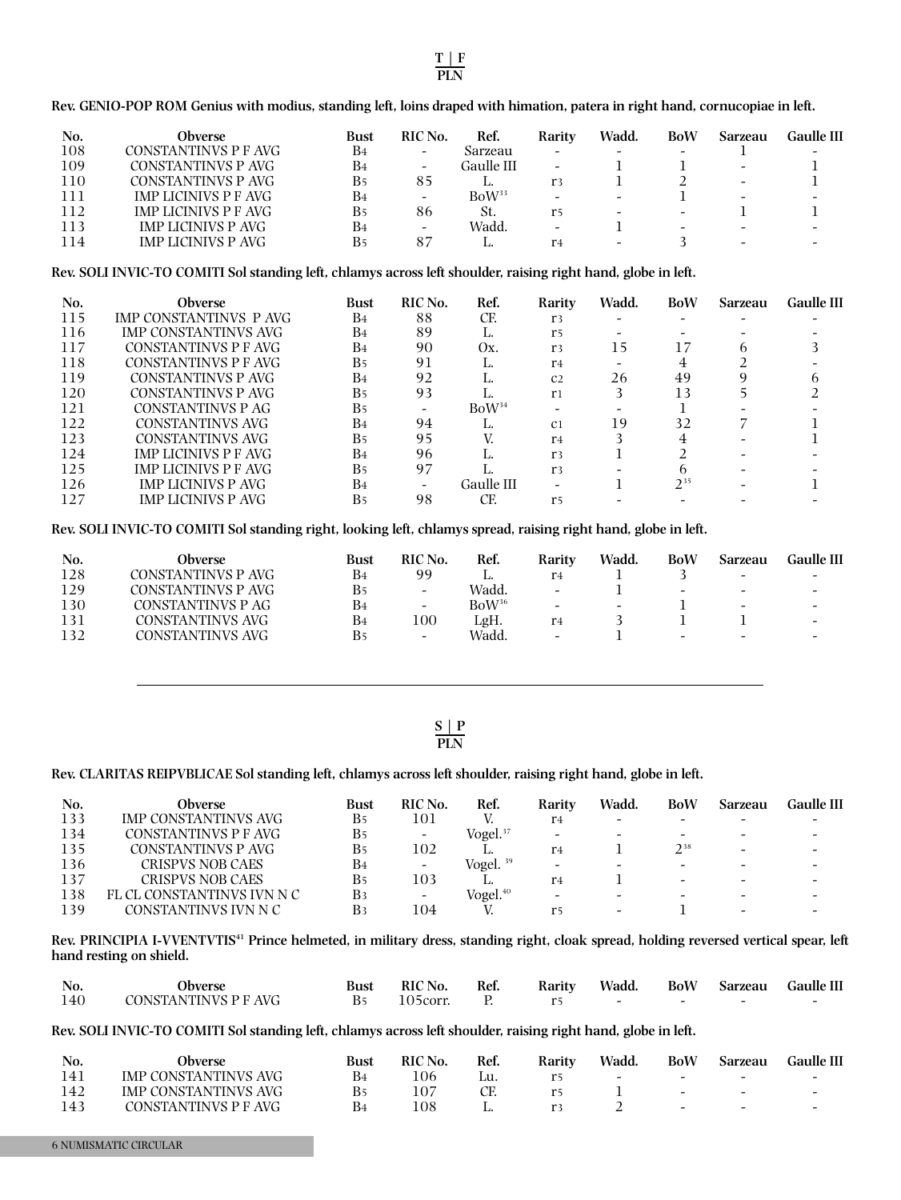**T | F**
**PLN**

**Rev. GENIO-POP ROM Genius with modius, standing left, loins draped with himation, patera in right hand, cornucopiae in left.**

| No. | Obverse | Bust | RIC No. | Ref. | Rarity | Wadd. | BoW | Sarzeau | Gaulle III |
|---|---|---|---|---|---|---|---|---|---|
| 108 | CONSTANTINVS P F AVG | B4 | - | Sarzeau | - | - | - | 1 | - |
| 109 | CONSTANTINVS P AVG | B4 | - | Gaulle III | - | 1 | 1 | - | 1 |
| 110 | CONSTANTINVS P AVG | B5 | 85 | L. | r3 | 1 | 2 | - | 1 |
| 111 | IMP LICINIVS P F AVG | B4 | - | BoW[33] | - | - | 1 | - | - |
| 112 | IMP LICINIVS P F AVG | B5 | 86 | St. | r5 | - | - | 1 | 1 |
| 113 | IMP LICINIVS P AVG | B4 | - | Wadd. | - | 1 | - | - | - |
| 114 | IMP LICINIVS P AVG | B5 | 87 | L. | r4 | - | 3 | - | - |

**Rev. SOLI INVIC-TO COMITI Sol standing left, chlamys across left shoulder, raising right hand, globe in left.**

| No. | Obverse | Bust | RIC No. | Ref. | Rarity | Wadd. | BoW | Sarzeau | Gaulle III |
|---|---|---|---|---|---|---|---|---|---|
| 115 | IMP CONSTANTINVS P AVG | B4 | 88 | CF. | r3 | - | - | - | - |
| 116 | IMP CONSTANTINVS AVG | B4 | 89 | L. | r5 | - | - | - | - |
| 117 | CONSTANTINVS P F AVG | B4 | 90 | Ox. | r3 | 15 | 17 | 6 | 3 |
| 118 | CONSTANTINVS P F AVG | B5 | 91 | L. | r4 | - | 4 | 2 | - |
| 119 | CONSTANTINVS P AVG | B4 | 92 | L. | c2 | 26 | 49 | 9 | 6 |
| 120 | CONSTANTINVS P AVG | B5 | 93 | L. | r1 | 3 | 13 | 5 | 2 |
| 121 | CONSTANTINVS P AG | B5 | - | BoW[34] | - | - | 1 | - | - |
| 122 | CONSTANTINVS AVG | B4 | 94 | L. | c1 | 19 | 32 | 7 | 1 |
| 123 | CONSTANTINVS AVG | B5 | 95 | V. | r4 | 3 | 4 | - | 1 |
| 124 | IMP LICINIVS P AVG | B4 | 96 | L. | r3 | 1 | 2 | - | - |
| 125 | IMP LICINIVS P F AVG | B5 | 97 | L. | r3 | - | 6 | - | - |
| 126 | IMP LICINIVS P AVG | B4 | - | Gaulle III | - | 1 | 2[35] | - | 1 |
| 127 | IMP LICINIVS P AVG | B5 | 98 | CF. | r5 | - | - | - | - |

**Rev. SOLI INVIC-TO COMITI Sol standing right, looking left, chlamys spread, raising right hand, globe in left.**

| No. | Obverse | Bust | RIC No. | Ref. | Rarity | Wadd. | BoW | Sarzeau | Gaulle III |
|---|---|---|---|---|---|---|---|---|---|
| 128 | CONSTANTINVS P AVG | B4 | 99 | L. | r4 | 1 | 3 | - | - |
| 129 | CONSTANTINVS P AVG | B5 | - | Wadd. | - | 1 | - | - | - |
| 130 | CONSTANTINVS P AG | B4 | - | BoW[36] | - | - | 1 | - | - |
| 131 | CONSTANTINVS AVG | B4 | 100 | LgH. | r4 | 3 | 1 | 1 | - |
| 132 | CONSTANTINVS AVG | B5 | - | Wadd. | - | 1 | - | - | - |

---

**S | P**
**PLN**

**Rev. CLARITAS REIPVBLICAE Sol standing left, chlamys across left shoulder, raising right hand, globe in left.**

| No. | Obverse | Bust | RIC No. | Ref. | Rarity | Wadd. | BoW | Sarzeau | Gaulle III |
|---|---|---|---|---|---|---|---|---|---|
| 133 | IMP CONSTANTINVS AVG | B5 | 101 | V. | r4 | - | - | - | - |
| 134 | CONSTANTINVS P F AVG | B5 | - | Vogel.[37] | - | - | - | - | - |
| 135 | CONSTANTINVS P AVG | B5 | 102 | L. | r4 | 1 | 2[38] | - | - |
| 136 | CRISPVS NOB CAES | B4 | - | Vogel.[39] | - | - | - | - | - |
| 137 | CRISPVS NOB CAES | B5 | 103 | L. | r4 | 1 | - | - | - |
| 138 | FL CL CONSTANTINVS IVN N C | B3 | - | Vogel.[40] | - | - | - | - | - |
| 139 | CONSTANTINVS IVN N C | B3 | 104 | V. | r5 | - | 1 | - | - |

**Rev. PRINCIPIA I-VVENTVTIS[41] Prince helmeted, in military dress, standing right, cloak spread, holding reversed vertical spear, left hand resting on shield.**

| No. | Obverse | Bust | RIC No. | Ref. | Rarity | Wadd. | BoW | Sarzeau | Gaulle III |
|---|---|---|---|---|---|---|---|---|---|
| 140 | CONSTANTINVS P F AVG | B5 | 105corr. | P. | r5 | - | - | - | - |

**Rev. SOLI INVIC-TO COMITI Sol standing left, chlamys across left shoulder, raising right hand, globe in left.**

| No. | Obverse | Bust | RIC No. | Ref. | Rarity | Wadd. | BoW | Sarzeau | Gaulle III |
|---|---|---|---|---|---|---|---|---|---|
| 141 | IMP CONSTANTINVS AVG | B4 | 106 | Lu. | r5 | - | - | - | - |
| 142 | IMP CONSTANTINVS AVG | B5 | 107 | CF. | r5 | 1 | - | - | - |
| 143 | CONSTANTINVS P F AVG | B4 | 108 | L. | r3 | 2 | - | - | - |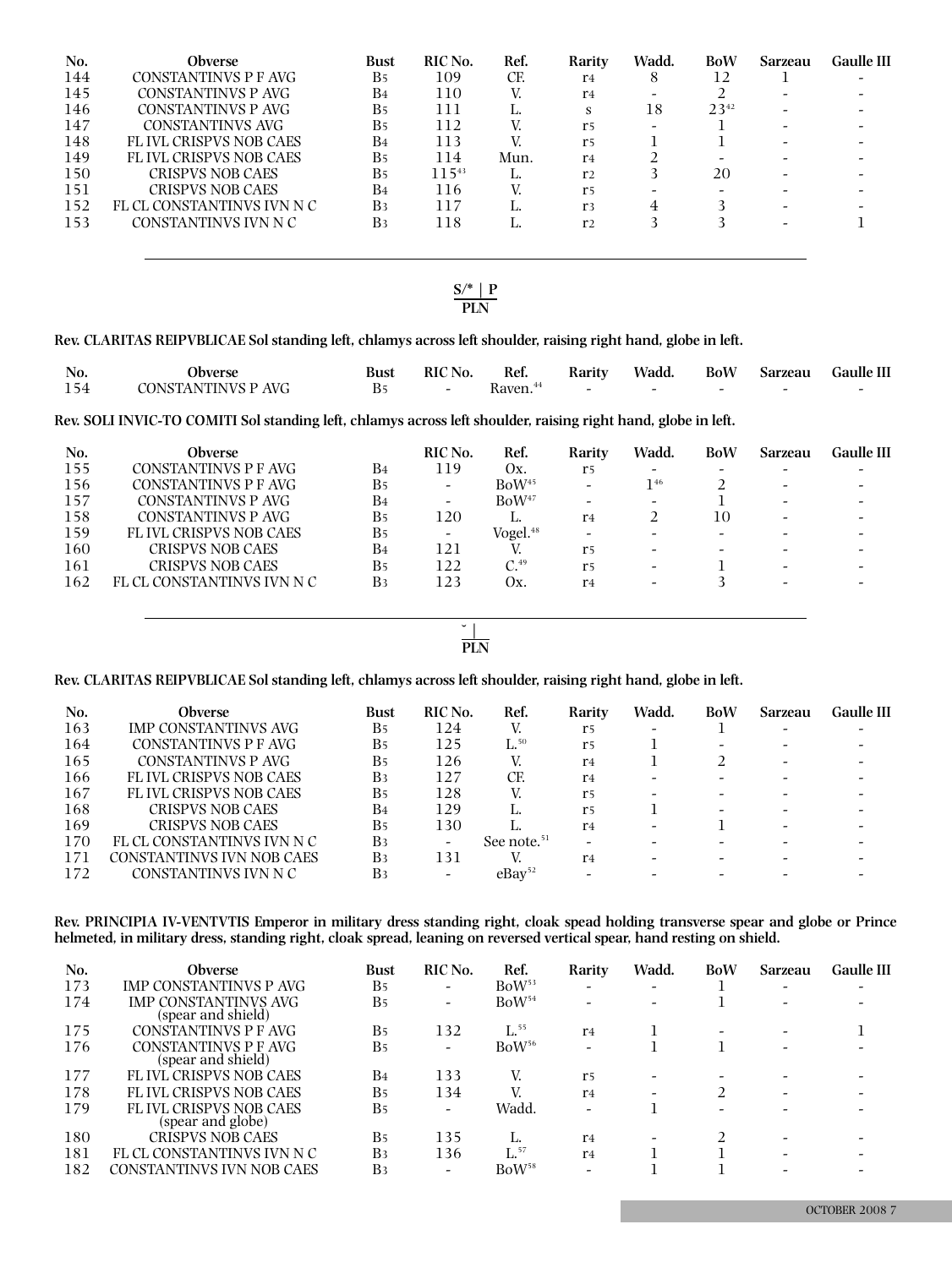| No. | Obverse | Bust | RIC No. | Ref. | Rarity | Wadd. | BoW | Sarzeau | Gaulle III |
|---|---|---|---|---|---|---|---|---|---|
| 144 | CONSTANTINVS P F AVG | B5 | 109 | CF. | r4 | 8 | 12 | 1 | - |
| 145 | CONSTANTINVS P AVG | B4 | 110 | V. | r4 | - | 2 | - | - |
| 146 | CONSTANTINVS P AVG | B5 | 111 | L. | s | 18 | 23[42] | - | - |
| 147 | CONSTANTINVS AVG | B5 | 112 | V. | r5 | - | 1 | - | - |
| 148 | FL IVL CRISPVS NOB CAES | B4 | 113 | V. | r5 | 1 | 1 | - | - |
| 149 | FL IVL CRISPVS NOB CAES | B5 | 114 | Mun. | r4 | 2 | - | - | - |
| 150 | CRISPVS NOB CAES | B5 | 115[43] | L. | r2 | 3 | 20 | - | - |
| 151 | CRISPVS NOB CAES | B4 | 116 | V. | r5 | - | - | - | - |
| 152 | FL CL CONSTANTINVS IVN N C | B3 | 117 | L. | r3 | 4 | 3 | - | - |
| 153 | CONSTANTINVS IVN N C | B3 | 118 | L. | r2 | 3 | 3 | - | 1 |

S/* | P
PLN

**Rev. CLARITAS REIPVBLICAE Sol standing left, chlamys across left shoulder, raising right hand, globe in left.**

| No. | Obverse | Bust | RIC No. | Ref. | Rarity | Wadd. | BoW | Sarzeau | Gaulle III |
|---|---|---|---|---|---|---|---|---|---|
| 154 | CONSTANTINVS P AVG | B5 | - | Raven.[44] | - | - | - | - | - |

**Rev. SOLI INVIC-TO COMITI Sol standing left, chlamys across left shoulder, raising right hand, globe in left.**

| No. | Obverse | Bust | RIC No. | Ref. | Rarity | Wadd. | BoW | Sarzeau | Gaulle III |
|---|---|---|---|---|---|---|---|---|---|
| 155 | CONSTANTINVS P F AVG | B4 | 119 | Ox. | r5 | - | - | - | - |
| 156 | CONSTANTINVS P F AVG | B5 | - | BoW[45] | - | 1[46] | 2 | - | - |
| 157 | CONSTANTINVS P AVG | B4 | - | BoW[47] | - | - | 1 | - | - |
| 158 | CONSTANTINVS P AVG | B5 | 120 | L. | r4 | 2 | 10 | - | - |
| 159 | FL IVL CRISPVS NOB CAES | B5 | - | Vogel.[48] | - | - | - | - | - |
| 160 | CRISPVS NOB CAES | B4 | 121 | V. | r5 | - | - | - | - |
| 161 | CRISPVS NOB CAES | B5 | 122 | C.[49] | r5 | - | 1 | - | - |
| 162 | FL CL CONSTANTINVS IVN N C | B3 | 123 | Ox. | r4 | - | 3 | - | - |

˘ |
PLN

**Rev. CLARITAS REIPVBLICAE Sol standing left, chlamys across left shoulder, raising right hand, globe in left.**

| No. | Obverse | Bust | RIC No. | Ref. | Rarity | Wadd. | BoW | Sarzeau | Gaulle III |
|---|---|---|---|---|---|---|---|---|---|
| 163 | IMP CONSTANTINVS AVG | B5 | 124 | V. | r5 | - | 1 | - | - |
| 164 | CONSTANTINVS P F AVG | B5 | 125 | L.[50] | r5 | 1 | - | - | - |
| 165 | CONSTANTINVS P AVG | B5 | 126 | V. | r4 | 1 | 2 | - | - |
| 166 | FL IVL CRISPVS NOB CAES | B3 | 127 | CF. | r4 | - | - | - | - |
| 167 | FL IVL CRISPVS NOB CAES | B5 | 128 | V. | r5 | - | - | - | - |
| 168 | CRISPVS NOB CAES | B4 | 129 | L. | r5 | 1 | - | - | - |
| 169 | CRISPVS NOB CAES | B5 | 130 | L. | r4 | - | 1 | - | - |
| 170 | FL CL CONSTANTINVS IVN N C | B3 | - | See note.[51] | - | - | - | - | - |
| 171 | CONSTANTINVS IVN NOB CAES | B3 | 131 | V. | r4 | - | - | - | - |
| 172 | CONSTANTINVS IVN N C | B3 | - | eBay[52] | - | - | - | - | - |

**Rev. PRINCIPIA IV-VENTVTIS Emperor in military dress standing right, cloak spead holding transverse spear and globe or Prince helmeted, in military dress, standing right, cloak spread, leaning on reversed vertical spear, hand resting on shield.**

| No. | Obverse | Bust | RIC No. | Ref. | Rarity | Wadd. | BoW | Sarzeau | Gaulle III |
|---|---|---|---|---|---|---|---|---|---|
| 173 | IMP CONSTANTINVS P AVG | B5 | - | BoW[53] | - | - | 1 | - | - |
| 174 | IMP CONSTANTINVS AVG (spear and shield) | B5 | - | BoW[54] | - | - | 1 | - | - |
| 175 | CONSTANTINVS P F AVG | B5 | 132 | L.[55] | r4 | 1 | - | - | 1 |
| 176 | CONSTANTINVS P F AVG (spear and shield) | B5 | - | BoW[56] | - | 1 | 1 | - | - |
| 177 | FL IVL CRISPVS NOB CAES | B4 | 133 | V. | r5 | - | - | - | - |
| 178 | FL IVL CRISPVS NOB CAES | B5 | 134 | V. | r4 | - | 2 | - | - |
| 179 | FL IVL CRISPVS NOB CAES (spear and globe) | B5 | - | Wadd. | - | 1 | - | - | - |
| 180 | CRISPVS NOB CAES | B5 | 135 | L. | r4 | - | 2 | - | - |
| 181 | FL CL CONSTANTINVS IVN N C | B3 | 136 | L.[57] | r4 | 1 | 1 | - | - |
| 182 | CONSTANTINVS IVN NOB CAES | B3 | - | BoW[58] | - | 1 | 1 | - | - |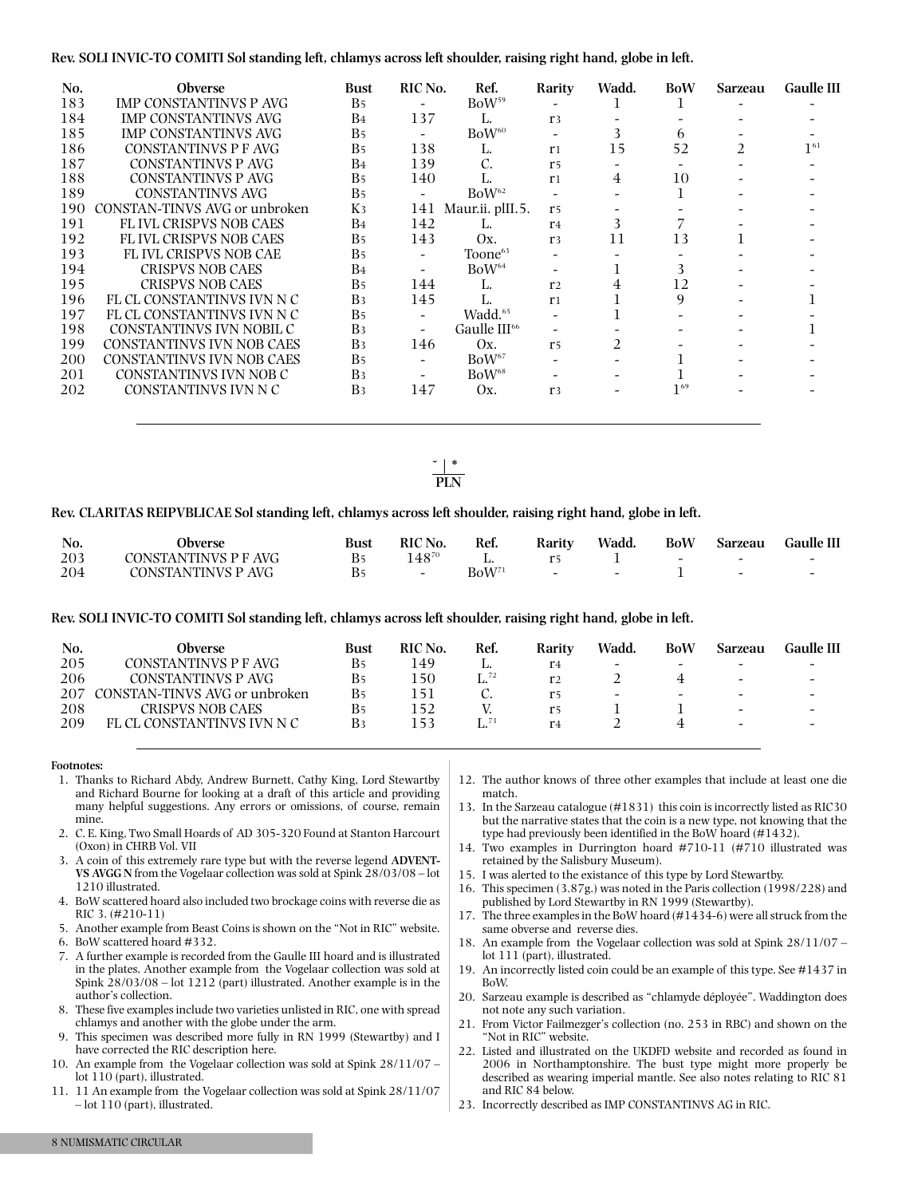**Rev. SOLI INVIC-TO COMITI Sol standing left, chlamys across left shoulder, raising right hand, globe in left.**

| No. | Obverse | Bust | RIC No. | Ref. | Rarity | Wadd. | BoW | Sarzeau | Gaulle III |
|---|---|---|---|---|---|---|---|---|---|
| 183 | IMP CONSTANTINVS P AVG | B5 | - | BoW[59] | - | 1 | 1 | - | - |
| 184 | IMP CONSTANTINVS AVG | B4 | 137 | L. | r3 | - | - | - | - |
| 185 | IMP CONSTANTINVS AVG | B5 | - | BoW[60] | - | 3 | 6 | - | - |
| 186 | CONSTANTINVS P F AVG | B5 | 138 | L. | r1 | 15 | 52 | 2 | 1[61] |
| 187 | CONSTANTINVS P AVG | B4 | 139 | C. | r5 | - | - | - | - |
| 188 | CONSTANTINVS P AVG | B5 | 140 | L. | r1 | 4 | 10 | - | - |
| 189 | CONSTANTINVS AVG | B5 | - | BoW[62] | - | - | 1 | - | - |
| 190 | CONSTAN-TINVS AVG or unbroken | K3 | 141 | Maur.ii. plII.5. | r5 | - | - | - | - |
| 191 | FL IVL CRISPVS NOB CAES | B4 | 142 | L. | r4 | 3 | 7 | - | - |
| 192 | FL IVL CRISPVS NOB CAES | B5 | 143 | Ox. | r3 | 11 | 13 | 1 | - |
| 193 | FL IVL CRISPVS NOB CAE | B5 | - | Toone[63] | - | - | - | - | - |
| 194 | CRISPVS NOB CAES | B4 | - | BoW[64] | - | 1 | 3 | - | - |
| 195 | CRISPVS NOB CAES | B5 | 144 | L. | r2 | 4 | 12 | - | - |
| 196 | FL CL CONSTANTINVS IVN N C | B3 | 145 | L. | r1 | 1 | 9 | - | 1 |
| 197 | FL CL CONSTANTINVS IVN N C | B5 | - | Wadd.[65] | - | 1 | - | - | - |
| 198 | CONSTANTINVS IVN NOBIL C | B3 | - | Gaulle III[66] | - | - | - | - | 1 |
| 199 | CONSTANTINVS IVN NOB CAES | B3 | 146 | Ox. | r5 | 2 | - | - | - |
| 200 | CONSTANTINVS IVN NOB CAES | B5 | - | BoW[67] | - | - | 1 | - | - |
| 201 | CONSTANTINVS IVN NOB C | B3 | - | BoW[68] | - | - | 1 | - | - |
| 202 | CONSTANTINVS IVN N C | B3 | 147 | Ox. | r3 | - | 1[69] | - | - |

˘ | *
PLN

**Rev. CLARITAS REIPVBLICAE Sol standing left, chlamys across left shoulder, raising right hand, globe in left.**

| No. | Obverse | Bust | RIC No. | Ref. | Rarity | Wadd. | BoW | Sarzeau | Gaulle III |
|---|---|---|---|---|---|---|---|---|---|
| 203 | CONSTANTINVS P F AVG | B5 | 148[70] | L. | r5 | 1 | - | - | - |
| 204 | CONSTANTINVS P AVG | B5 | - | BoW[71] | - | - | 1 | - | - |

**Rev. SOLI INVIC-TO COMITI Sol standing left, chlamys across left shoulder, raising right hand, globe in left.**

| No. | Obverse | Bust | RIC No. | Ref. | Rarity | Wadd. | BoW | Sarzeau | Gaulle III |
|---|---|---|---|---|---|---|---|---|---|
| 205 | CONSTANTINVS P F AVG | B5 | 149 | L. | r4 | - | - | - | - |
| 206 | CONSTANTINVS P AVG | B5 | 150 | L.[72] | r2 | 2 | 4 | - | - |
| 207 | CONSTAN-TINVS AVG or unbroken | B5 | 151 | C. | r5 | - | - | - | - |
| 208 | CRISPVS NOB CAES | B5 | 152 | V. | r5 | 1 | 1 | - | - |
| 209 | FL CL CONSTANTINVS IVN N C | B3 | 153 | L.[73] | r4 | 2 | 4 | - | - |

**Footnotes:**

1. Thanks to Richard Abdy, Andrew Burnett, Cathy King, Lord Stewartby and Richard Bourne for looking at a draft of this article and providing many helpful suggestions. Any errors or omissions, of course, remain mine.
2. C. E. King, Two Small Hoards of AD 305-320 Found at Stanton Harcourt (Oxon) in CHRB Vol. VII
3. A coin of this extremely rare type but with the reverse legend **ADVENT-VS AVGG N** from the Vogelaar collection was sold at Spink 28/03/08 – lot 1210 illustrated.
4. BoW scattered hoard also included two brockage coins with reverse die as RIC 3. (#210-11)
5. Another example from Beast Coins is shown on the "Not in RIC" website.
6. BoW scattered hoard #332.
7. A further example is recorded from the Gaulle III hoard and is illustrated in the plates. Another example from the Vogelaar collection was sold at Spink 28/03/08 – lot 1212 (part) illustrated. Another example is in the author's collection.
8. These five examples include two varieties unlisted in RIC, one with spread chlamys and another with the globe under the arm.
9. This specimen was described more fully in RN 1999 (Stewartby) and I have corrected the RIC description here.
10. An example from the Vogelaar collection was sold at Spink 28/11/07 – lot 110 (part), illustrated.
11. 11 An example from the Vogelaar collection was sold at Spink 28/11/07 – lot 110 (part), illustrated.
12. The author knows of three other examples that include at least one die match.
13. In the Sarzeau catalogue (#1831) this coin is incorrectly listed as RIC30 but the narrative states that the coin is a new type, not knowing that the type had previously been identified in the BoW hoard (#1432).
14. Two examples in Durrington hoard #710-11 (#710 illustrated was retained by the Salisbury Museum).
15. I was alerted to the existance of this type by Lord Stewartby.
16. This specimen (3.87g.) was noted in the Paris collection (1998/228) and published by Lord Stewartby in RN 1999 (Stewartby).
17. The three examples in the BoW hoard (#1434-6) were all struck from the same obverse and reverse dies.
18. An example from the Vogelaar collection was sold at Spink 28/11/07 – lot 111 (part), illustrated.
19. An incorrectly listed coin could be an example of this type. See #1437 in BoW.
20. Sarzeau example is described as "chlamyde déployée". Waddington does not note any such variation.
21. From Victor Failmezger's collection (no. 253 in RBC) and shown on the "Not in RIC" website.
22. Listed and illustrated on the UKDFD website and recorded as found in 2006 in Northamptonshire. The bust type might more properly be described as wearing imperial mantle. See also notes relating to RIC 81 and RIC 84 below.
23. Incorrectly described as IMP CONSTANTINVS AG in RIC.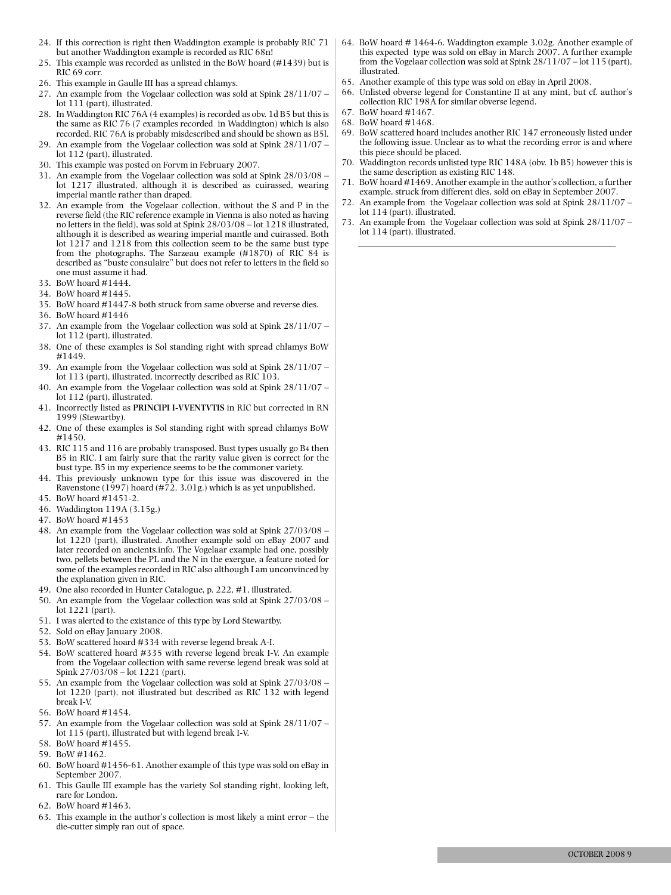24. If this correction is right then Waddington example is probably RIC 71 but another Waddington example is recorded as RIC 68n!
25. This example was recorded as unlisted in the BoW hoard (#1439) but is RIC 69 corr.
26. This example in Gaulle III has a spread chlamys.
27. An example from the Vogelaar collection was sold at Spink 28/11/07 – lot 111 (part), illustrated.
28. In Waddington RIC 76A (4 examples) is recorded as obv. 1d B5 but this is the same as RIC 76 (7 examples recorded in Waddington) which is also recorded. RIC 76A is probably misdescribed and should be shown as B5l.
29. An example from the Vogelaar collection was sold at Spink 28/11/07 – lot 112 (part), illustrated.
30. This example was posted on Forvm in February 2007.
31. An example from the Vogelaar collection was sold at Spink 28/03/08 – lot 1217 illustrated, although it is described as cuirassed, wearing imperial mantle rather than draped.
32. An example from the Vogelaar collection, without the S and P in the reverse field (the RIC reference example in Vienna is also noted as having no letters in the field), was sold at Spink 28/03/08 – lot 1218 illustrated, although it is described as wearing imperial mantle and cuirassed. Both lot 1217 and 1218 from this collection seem to be the same bust type from the photographs. The Sarzeau example (#1870) of RIC 84 is described as "buste consulaire" but does not refer to letters in the field so one must assume it had.
33. BoW hoard #1444.
34. BoW hoard #1445.
35. BoW hoard #1447-8 both struck from same obverse and reverse dies.
36. BoW hoard #1446
37. An example from the Vogelaar collection was sold at Spink 28/11/07 – lot 112 (part), illustrated.
38. One of these examples is Sol standing right with spread chlamys BoW #1449.
39. An example from the Vogelaar collection was sold at Spink 28/11/07 – lot 113 (part), illustrated, incorrectly described as RIC 103.
40. An example from the Vogelaar collection was sold at Spink 28/11/07 – lot 112 (part), illustrated.
41. Incorrectly listed as **PRINCIPI I-VVENTVTIS** in RIC but corrected in RN 1999 (Stewartby).
42. One of these examples is Sol standing right with spread chlamys BoW #1450.
43. RIC 115 and 116 are probably transposed. Bust types usually go B4 then B5 in RIC. I am fairly sure that the rarity value given is correct for the bust type. B5 in my experience seems to be the commoner variety.
44. This previously unknown type for this issue was discovered in the Ravenstone (1997) hoard (#72, 3.01g.) which is as yet unpublished.
45. BoW hoard #1451-2.
46. Waddington 119A (3.15g.)
47. BoW hoard #1453
48. An example from the Vogelaar collection was sold at Spink 27/03/08 – lot 1220 (part), illustrated. Another example sold on eBay 2007 and later recorded on ancients.info. The Vogelaar example had one, possibly two, pellets between the PL and the N in the exergue, a feature noted for some of the examples recorded in RIC also although I am unconvinced by the explanation given in RIC.
49. One also recorded in Hunter Catalogue, p. 222, #1, illustrated.
50. An example from the Vogelaar collection was sold at Spink 27/03/08 – lot 1221 (part).
51. I was alerted to the existance of this type by Lord Stewartby.
52. Sold on eBay January 2008.
53. BoW scattered hoard #334 with reverse legend break A-I.
54. BoW scattered hoard #335 with reverse legend break I-V. An example from the Vogelaar collection with same reverse legend break was sold at Spink 27/03/08 – lot 1221 (part).
55. An example from the Vogelaar collection was sold at Spink 27/03/08 – lot 1220 (part), not illustrated but described as RIC 132 with legend break I-V.
56. BoW hoard #1454.
57. An example from the Vogelaar collection was sold at Spink 28/11/07 – lot 115 (part), illustrated but with legend break I-V.
58. BoW hoard #1455.
59. BoW #1462.
60. BoW hoard #1456-61. Another example of this type was sold on eBay in September 2007.
61. This Gaulle III example has the variety Sol standing right, looking left, rare for London.
62. BoW hoard #1463.
63. This example in the author's collection is most likely a mint error – the die-cutter simply ran out of space.
64. BoW hoard # 1464-6. Waddington example 3.02g. Another example of this expected type was sold on eBay in March 2007. A further example from the Vogelaar collection was sold at Spink 28/11/07 – lot 115 (part), illustrated.
65. Another example of this type was sold on eBay in April 2008.
66. Unlisted obverse legend for Constantine II at any mint, but cf. author's collection RIC 198A for similar obverse legend.
67. BoW hoard #1467.
68. BoW hoard #1468.
69. BoW scattered hoard includes another RIC 147 erroneously listed under the following issue. Unclear as to what the recording error is and where this piece should be placed.
70. Waddington records unlisted type RIC 148A (obv. 1b B5) however this is the same description as existing RIC 148.
71. BoW hoard #1469. Another example in the author's collection, a further example, struck from different dies, sold on eBay in September 2007.
72. An example from the Vogelaar collection was sold at Spink 28/11/07 – lot 114 (part), illustrated.
73. An example from the Vogelaar collection was sold at Spink 28/11/07 – lot 114 (part), illustrated.